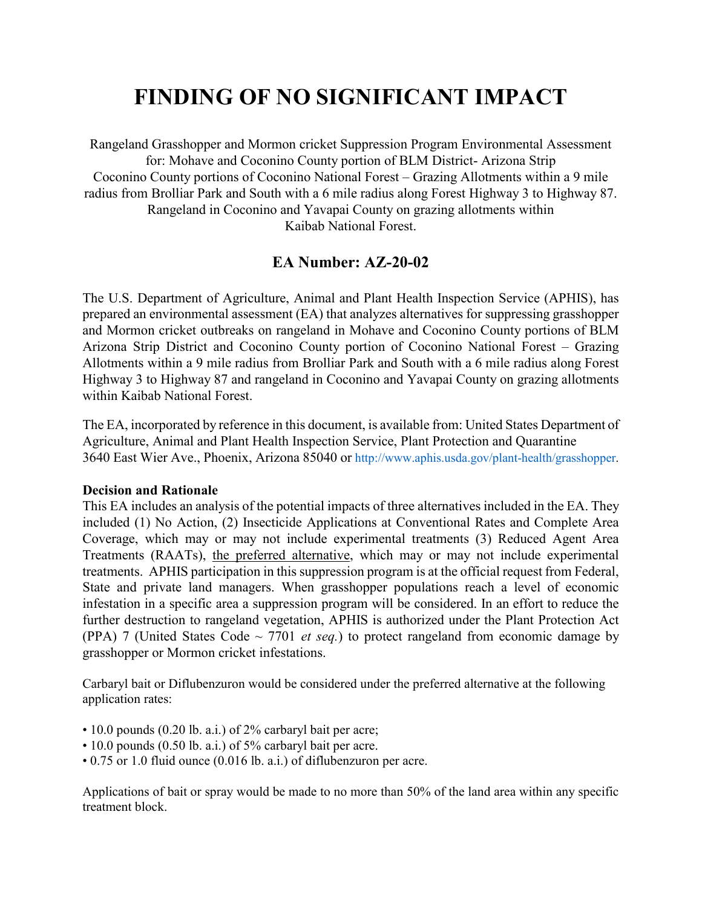# FINDING OF NO SIGNIFICANT IMPACT

Rangeland Grasshopper and Mormon cricket Suppression Program Environmental Assessment for: Mohave and Coconino County portion of BLM District- Arizona Strip Coconino County portions of Coconino National Forest – Grazing Allotments within a 9 mile radius from Brolliar Park and South with a 6 mile radius along Forest Highway 3 to Highway 87. Rangeland in Coconino and Yavapai County on grazing allotments within Kaibab National Forest.

## EA Number: AZ-20-02

The U.S. Department of Agriculture, Animal and Plant Health Inspection Service (APHIS), has prepared an environmental assessment (EA) that analyzes alternatives for suppressing grasshopper and Mormon cricket outbreaks on rangeland in Mohave and Coconino County portions of BLM Arizona Strip District and Coconino County portion of Coconino National Forest – Grazing Allotments within a 9 mile radius from Brolliar Park and South with a 6 mile radius along Forest Highway 3 to Highway 87 and rangeland in Coconino and Yavapai County on grazing allotments within Kaibab National Forest.

The EA, incorporated by reference in this document, is available from: United States Department of Agriculture, Animal and Plant Health Inspection Service, Plant Protection and Quarantine 3640 East Wier Ave., Phoenix, Arizona 85040 or http://www.aphis.usda.gov/plant-health/grasshopper.

**Decision and Rationale**

This EA includes an analysis of the potential impacts of three alternatives included in the EA. They included (1) No Action, (2) Insecticide Applications at Conventional Rates and Complete Area Coverage, which may or may not include experimental treatments (3) Reduced Agent Area Treatments (RAATs), the preferred alternative, which may or may not include experimental treatments. APHIS participation in this suppression program is at the official request from Federal, State and private land managers. When grasshopper populations reach a level of economic infestation in a specific area a suppression program will be considered. In an effort to reduce the further destruction to rangeland vegetation, APHIS is authorized under the Plant Protection Act (PPA) 7 (United States Code ~ 7701 *et seq.*) to protect rangeland from economic damage by grasshopper or Mormon cricket infestations.

Carbaryl bait or Diflubenzuron would be considered under the preferred alternative at the following application rates:

- 10.0 pounds (0.20 lb. a.i.) of 2% carbaryl bait per acre;
- 10.0 pounds (0.50 lb. a.i.) of 5% carbaryl bait per acre.
- 0.75 or 1.0 fluid ounce (0.016 lb. a.i.) of diflubenzuron per acre.

Applications of bait or spray would be made to no more than 50% of the land area within any specific treatment block.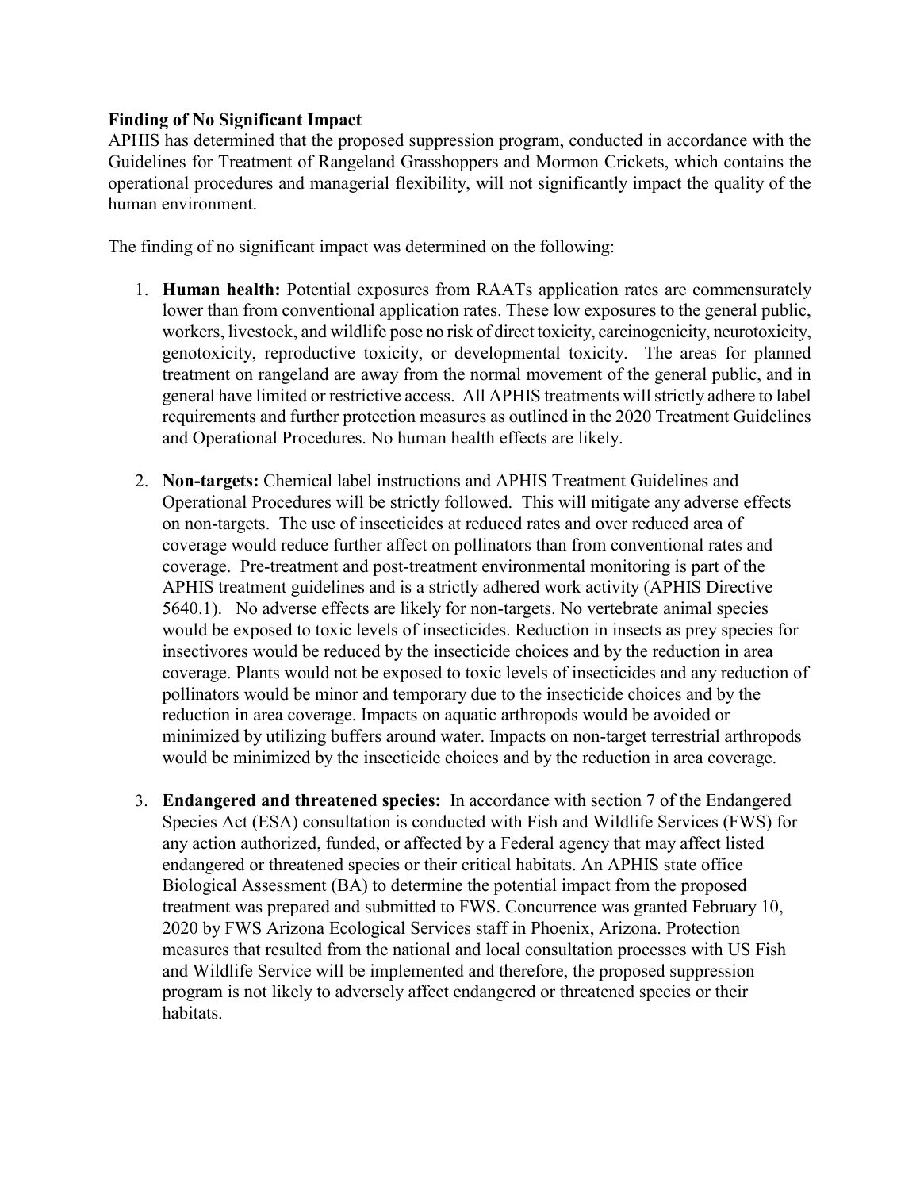**Finding of No Significant Impact**

APHIS has determined that the proposed suppression program, conducted in accordance with the Guidelines for Treatment of Rangeland Grasshoppers and Mormon Crickets, which contains the operational procedures and managerial flexibility, will not significantly impact the quality of the human environment.

The finding of no significant impact was determined on the following:

1. **Human health:** Potential exposures from RAATs application rates are commensurately lower than from conventional application rates. These low exposures to the general public, workers, livestock, and wildlife pose no risk of direct toxicity, carcinogenicity, neurotoxicity, genotoxicity, reproductive toxicity, or developmental toxicity. The areas for planned treatment on rangeland are away from the normal movement of the general public, and in general have limited or restrictive access. All APHIS treatments will strictly adhere to label requirements and further protection measures as outlined in the 2020 Treatment Guidelines and Operational Procedures. No human health effects are likely.

2. **Non-targets:** Chemical label instructions and APHIS Treatment Guidelines and Operational Procedures will be strictly followed. This will mitigate any adverse effects on non-targets. The use of insecticides at reduced rates and over reduced area of coverage would reduce further affect on pollinators than from conventional rates and coverage. Pre-treatment and post-treatment environmental monitoring is part of the APHIS treatment guidelines and is a strictly adhered work activity (APHIS Directive 5640.1). No adverse effects are likely for non-targets. No vertebrate animal species would be exposed to toxic levels of insecticides. Reduction in insects as prey species for insectivores would be reduced by the insecticide choices and by the reduction in area coverage. Plants would not be exposed to toxic levels of insecticides and any reduction of pollinators would be minor and temporary due to the insecticide choices and by the reduction in area coverage. Impacts on aquatic arthropods would be avoided or minimized by utilizing buffers around water. Impacts on non-target terrestrial arthropods would be minimized by the insecticide choices and by the reduction in area coverage.

3. **Endangered and threatened species:** In accordance with section 7 of the Endangered Species Act (ESA) consultation is conducted with Fish and Wildlife Services (FWS) for any action authorized, funded, or affected by a Federal agency that may affect listed endangered or threatened species or their critical habitats. An APHIS state office Biological Assessment (BA) to determine the potential impact from the proposed treatment was prepared and submitted to FWS. Concurrence was granted February 10, 2020 by FWS Arizona Ecological Services staff in Phoenix, Arizona. Protection measures that resulted from the national and local consultation processes with US Fish and Wildlife Service will be implemented and therefore, the proposed suppression program is not likely to adversely affect endangered or threatened species or their habitats.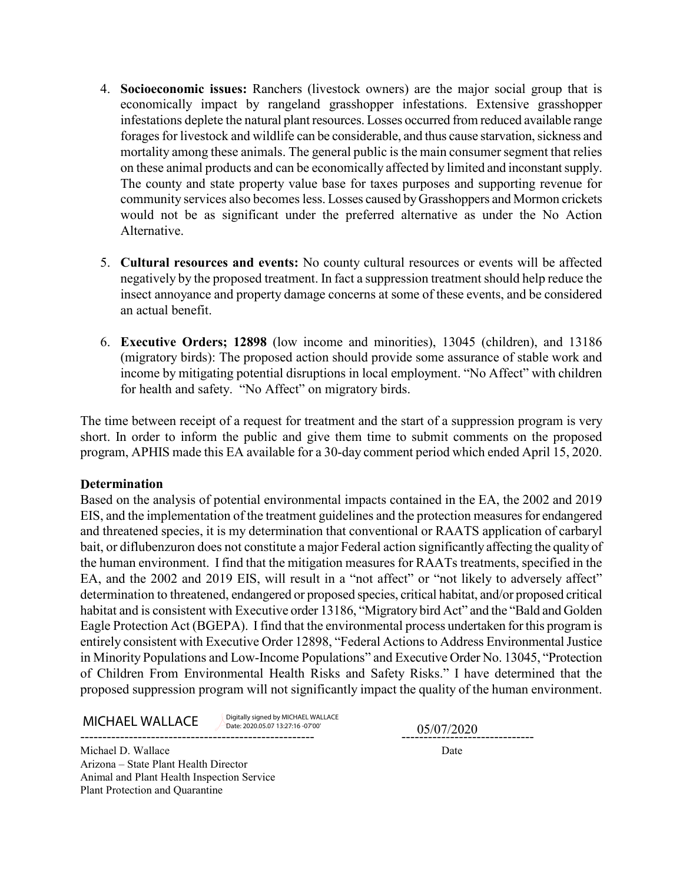4. **Socioeconomic issues:** Ranchers (livestock owners) are the major social group that is economically impact by rangeland grasshopper infestations. Extensive grasshopper infestations deplete the natural plant resources. Losses occurred from reduced available range forages for livestock and wildlife can be considerable, and thus cause starvation, sickness and mortality among these animals. The general public is the main consumer segment that relies on these animal products and can be economically affected by limited and inconstant supply. The county and state property value base for taxes purposes and supporting revenue for community services also becomes less. Losses caused by Grasshoppers and Mormon crickets would not be as significant under the preferred alternative as under the No Action Alternative.

5. **Cultural resources and events:** No county cultural resources or events will be affected negatively by the proposed treatment. In fact a suppression treatment should help reduce the insect annoyance and property damage concerns at some of these events, and be considered an actual benefit.

6. **Executive Orders; 12898** (low income and minorities), 13045 (children), and 13186 (migratory birds): The proposed action should provide some assurance of stable work and income by mitigating potential disruptions in local employment. "No Affect" with children for health and safety. "No Affect" on migratory birds.

The time between receipt of a request for treatment and the start of a suppression program is very short. In order to inform the public and give them time to submit comments on the proposed program, APHIS made this EA available for a 30-day comment period which ended April 15, 2020.

**Determination**

Based on the analysis of potential environmental impacts contained in the EA, the 2002 and 2019 EIS, and the implementation of the treatment guidelines and the protection measures for endangered and threatened species, it is my determination that conventional or RAATS application of carbaryl bait, or diflubenzuron does not constitute a major Federal action significantly affecting the quality of the human environment. I find that the mitigation measures for RAATs treatments, specified in the EA, and the 2002 and 2019 EIS, will result in a "not affect" or "not likely to adversely affect" determination to threatened, endangered or proposed species, critical habitat, and/or proposed critical habitat and is consistent with Executive order 13186, "Migratory bird Act" and the "Bald and Golden Eagle Protection Act (BGEPA). I find that the environmental process undertaken for this program is entirely consistent with Executive Order 12898, "Federal Actions to Address Environmental Justice in Minority Populations and Low-Income Populations" and Executive Order No. 13045, "Protection of Children From Environmental Health Risks and Safety Risks." I have determined that the proposed suppression program will not significantly impact the quality of the human environment.

MICHAEL WALLACE Digitally signed by MICHAEL WALLACE Date: 2020.05.07 13:27:16 -07'00'

05/07/2020

---

Michael D. Wallace
Arizona – State Plant Health Director
Animal and Plant Health Inspection Service
Plant Protection and Quarantine

Date